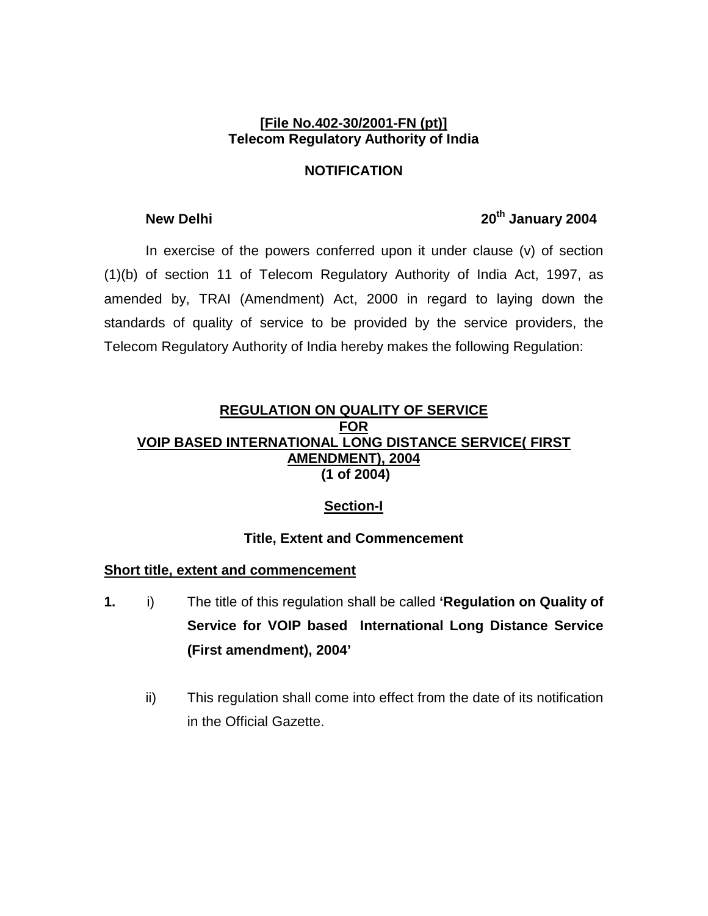**[File No.402-30/2001-FN (pt)]**
**Telecom Regulatory Authority of India**

**NOTIFICATION**

**New Delhi** **20th January 2004**

In exercise of the powers conferred upon it under clause (v) of section (1)(b) of section 11 of Telecom Regulatory Authority of India Act, 1997, as amended by, TRAI (Amendment) Act, 2000 in regard to laying down the standards of quality of service to be provided by the service providers, the Telecom Regulatory Authority of India hereby makes the following Regulation:

# REGULATION ON QUALITY OF SERVICE FOR VOIP BASED INTERNATIONAL LONG DISTANCE SERVICE( FIRST AMENDMENT), 2004 (1 of 2004)

## Section-I

### Title, Extent and Commencement

**Short title, extent and commencement**

**1.** i) The title of this regulation shall be called **'Regulation on Quality of Service for VOIP based International Long Distance Service (First amendment), 2004'**

ii) This regulation shall come into effect from the date of its notification in the Official Gazette.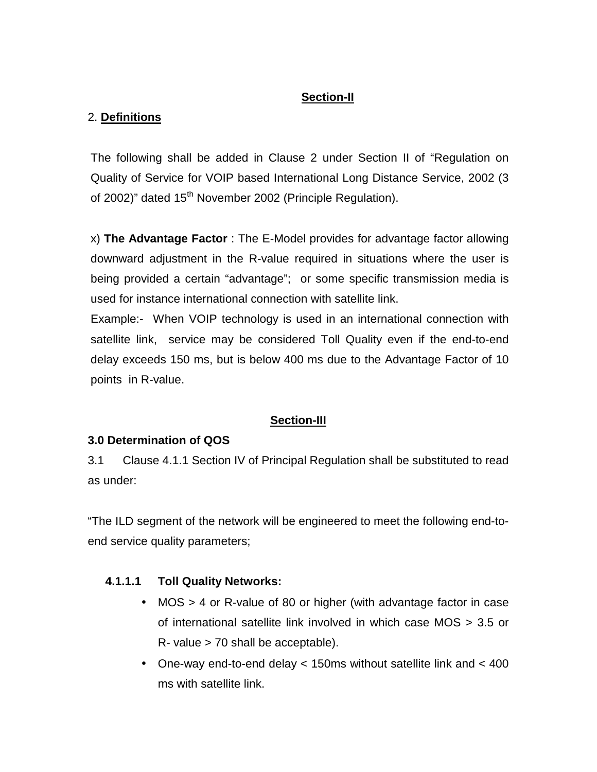## Section-II

### 2. **Definitions**

The following shall be added in Clause 2 under Section II of "Regulation on Quality of Service for VOIP based International Long Distance Service, 2002 (3 of 2002)" dated 15th November 2002 (Principle Regulation).

x) **The Advantage Factor** : The E-Model provides for advantage factor allowing downward adjustment in the R-value required in situations where the user is being provided a certain "advantage"; or some specific transmission media is used for instance international connection with satellite link.

Example:- When VOIP technology is used in an international connection with satellite link, service may be considered Toll Quality even if the end-to-end delay exceeds 150 ms, but is below 400 ms due to the Advantage Factor of 10 points in R-value.

## Section-III

### 3.0 Determination of QOS

3.1 Clause 4.1.1 Section IV of Principal Regulation shall be substituted to read as under:

"The ILD segment of the network will be engineered to meet the following end-to-end service quality parameters;

**4.1.1.1 Toll Quality Networks:**

- MOS > 4 or R-value of 80 or higher (with advantage factor in case of international satellite link involved in which case MOS > 3.5 or R- value > 70 shall be acceptable).
- One-way end-to-end delay < 150ms without satellite link and < 400 ms with satellite link.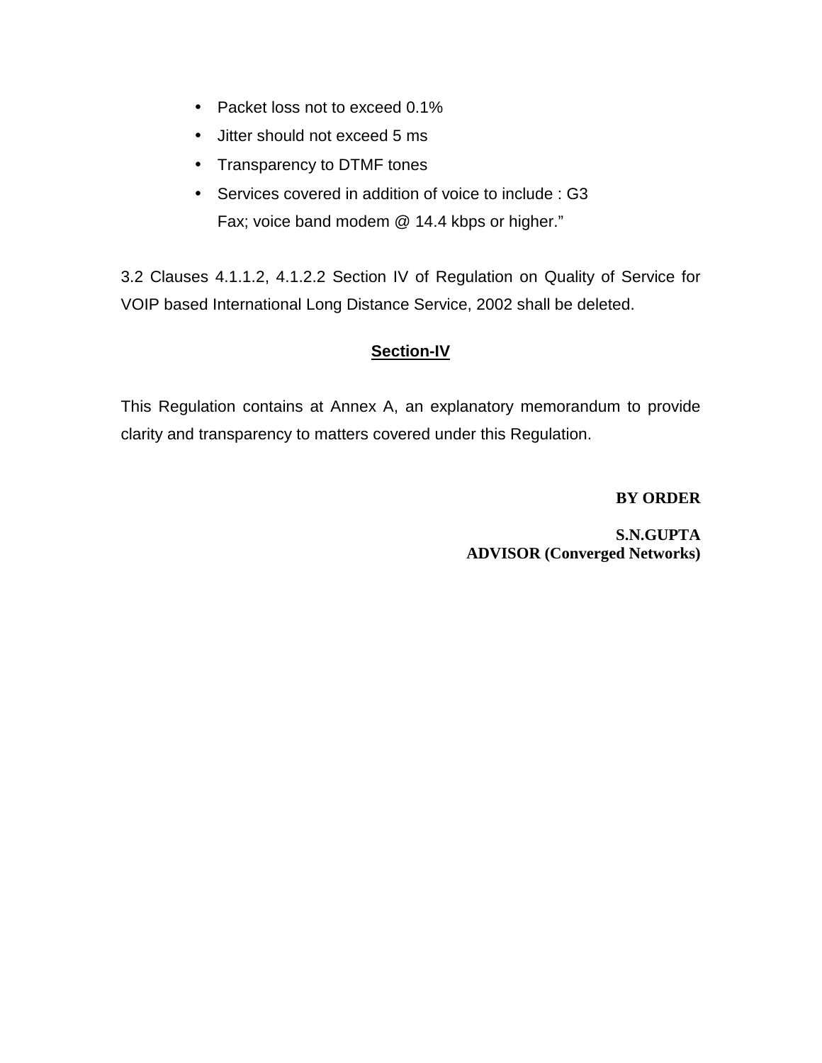- Packet loss not to exceed 0.1%
- Jitter should not exceed 5 ms
- Transparency to DTMF tones
- Services covered in addition of voice to include : G3 Fax; voice band modem @ 14.4 kbps or higher."

3.2 Clauses 4.1.1.2, 4.1.2.2 Section IV of Regulation on Quality of Service for VOIP based International Long Distance Service, 2002 shall be deleted.

## Section-IV

This Regulation contains at Annex A, an explanatory memorandum to provide clarity and transparency to matters covered under this Regulation.

**BY ORDER**

**S.N.GUPTA**
**ADVISOR (Converged Networks)**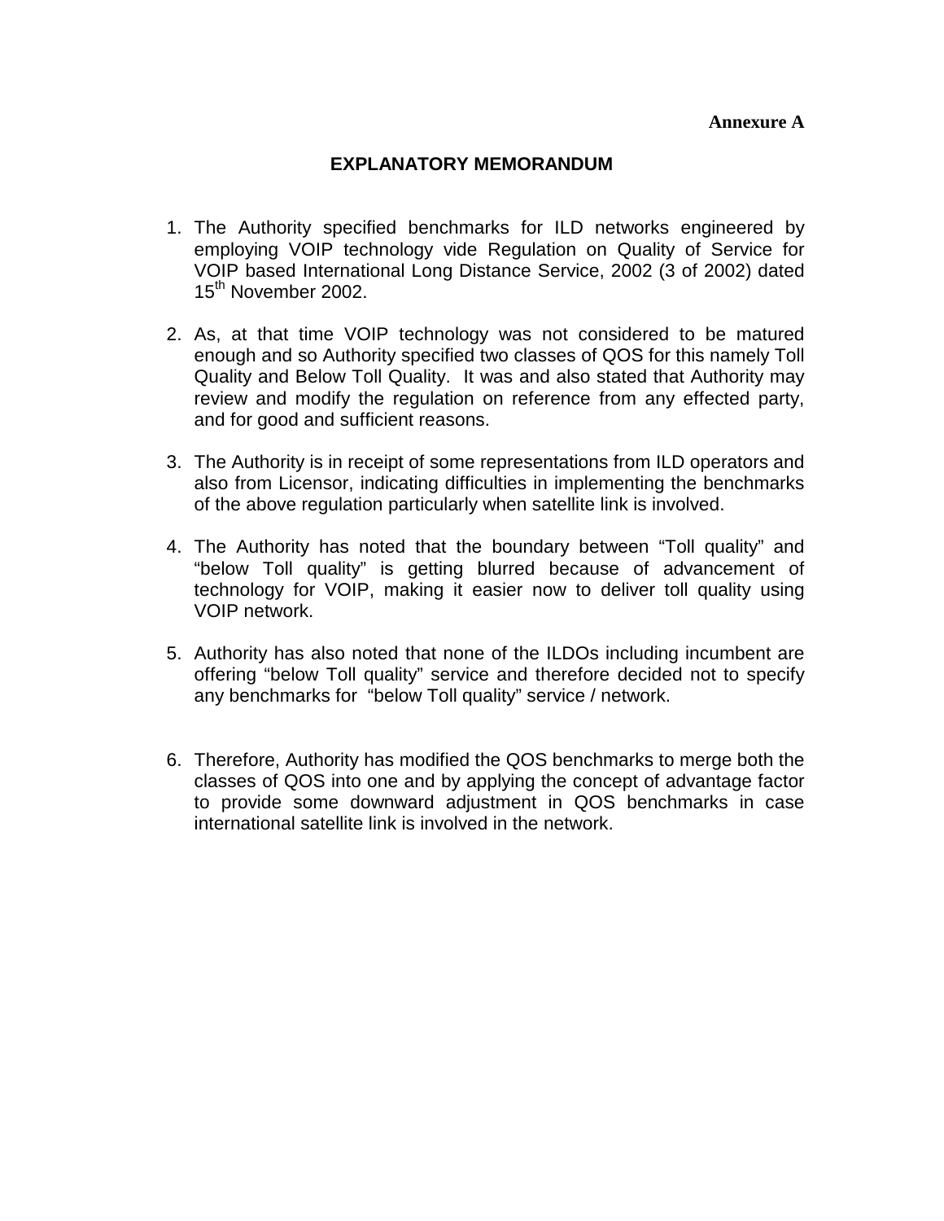**Annexure A**

## EXPLANATORY MEMORANDUM

1. The Authority specified benchmarks for ILD networks engineered by employing VOIP technology vide Regulation on Quality of Service for VOIP based International Long Distance Service, 2002 (3 of 2002) dated 15th November 2002.

2. As, at that time VOIP technology was not considered to be matured enough and so Authority specified two classes of QOS for this namely Toll Quality and Below Toll Quality. It was and also stated that Authority may review and modify the regulation on reference from any effected party, and for good and sufficient reasons.

3. The Authority is in receipt of some representations from ILD operators and also from Licensor, indicating difficulties in implementing the benchmarks of the above regulation particularly when satellite link is involved.

4. The Authority has noted that the boundary between "Toll quality" and "below Toll quality" is getting blurred because of advancement of technology for VOIP, making it easier now to deliver toll quality using VOIP network.

5. Authority has also noted that none of the ILDOs including incumbent are offering "below Toll quality" service and therefore decided not to specify any benchmarks for "below Toll quality" service / network.

6. Therefore, Authority has modified the QOS benchmarks to merge both the classes of QOS into one and by applying the concept of advantage factor to provide some downward adjustment in QOS benchmarks in case international satellite link is involved in the network.